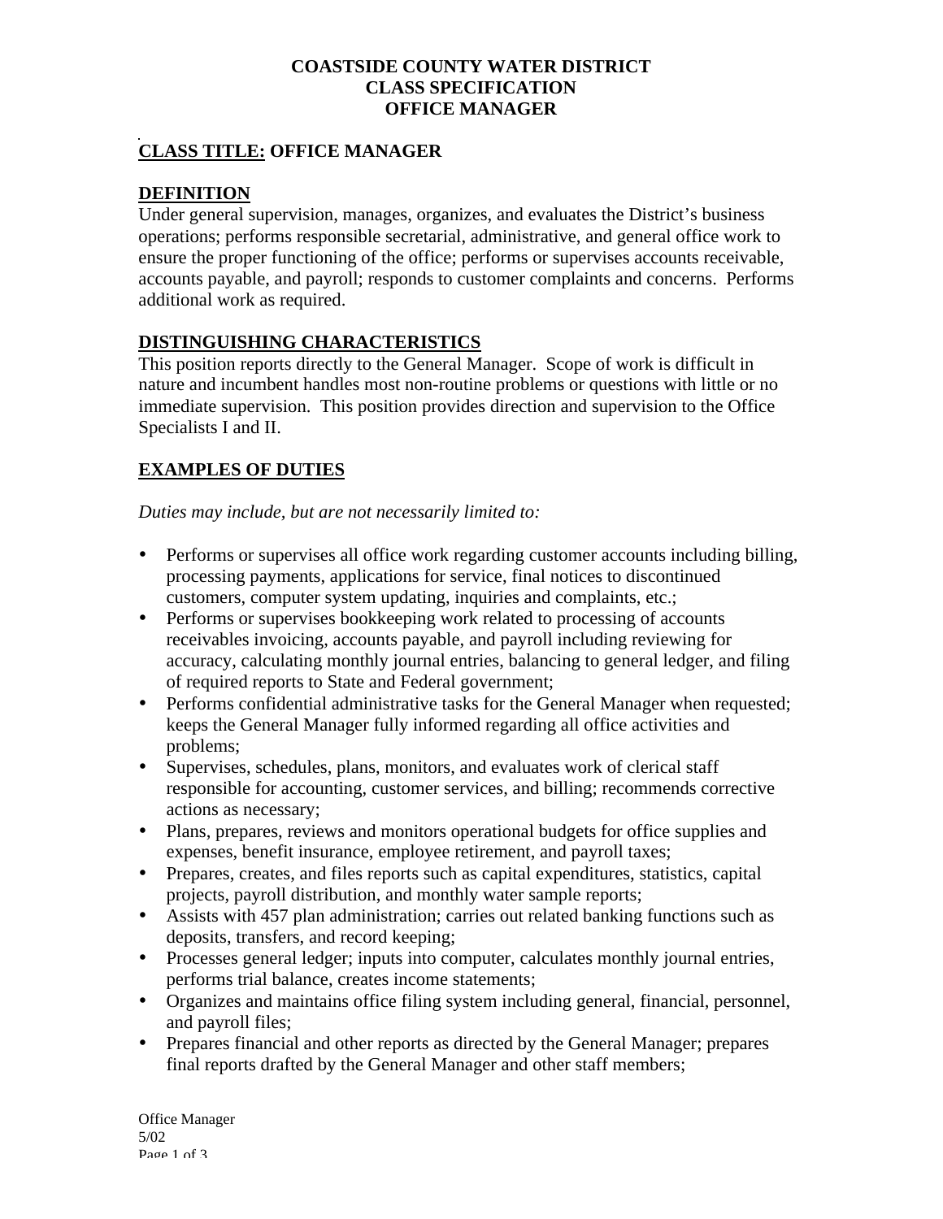**COASTSIDE COUNTY WATER DISTRICT**
**CLASS SPECIFICATION**
**OFFICE MANAGER**

## CLASS TITLE: OFFICE MANAGER

## DEFINITION

Under general supervision, manages, organizes, and evaluates the District's business operations; performs responsible secretarial, administrative, and general office work to ensure the proper functioning of the office; performs or supervises accounts receivable, accounts payable, and payroll; responds to customer complaints and concerns. Performs additional work as required.

## DISTINGUISHING CHARACTERISTICS

This position reports directly to the General Manager. Scope of work is difficult in nature and incumbent handles most non-routine problems or questions with little or no immediate supervision. This position provides direction and supervision to the Office Specialists I and II.

## EXAMPLES OF DUTIES

*Duties may include, but are not necessarily limited to:*

- Performs or supervises all office work regarding customer accounts including billing, processing payments, applications for service, final notices to discontinued customers, computer system updating, inquiries and complaints, etc.;
- Performs or supervises bookkeeping work related to processing of accounts receivables invoicing, accounts payable, and payroll including reviewing for accuracy, calculating monthly journal entries, balancing to general ledger, and filing of required reports to State and Federal government;
- Performs confidential administrative tasks for the General Manager when requested; keeps the General Manager fully informed regarding all office activities and problems;
- Supervises, schedules, plans, monitors, and evaluates work of clerical staff responsible for accounting, customer services, and billing; recommends corrective actions as necessary;
- Plans, prepares, reviews and monitors operational budgets for office supplies and expenses, benefit insurance, employee retirement, and payroll taxes;
- Prepares, creates, and files reports such as capital expenditures, statistics, capital projects, payroll distribution, and monthly water sample reports;
- Assists with 457 plan administration; carries out related banking functions such as deposits, transfers, and record keeping;
- Processes general ledger; inputs into computer, calculates monthly journal entries, performs trial balance, creates income statements;
- Organizes and maintains office filing system including general, financial, personnel, and payroll files;
- Prepares financial and other reports as directed by the General Manager; prepares final reports drafted by the General Manager and other staff members;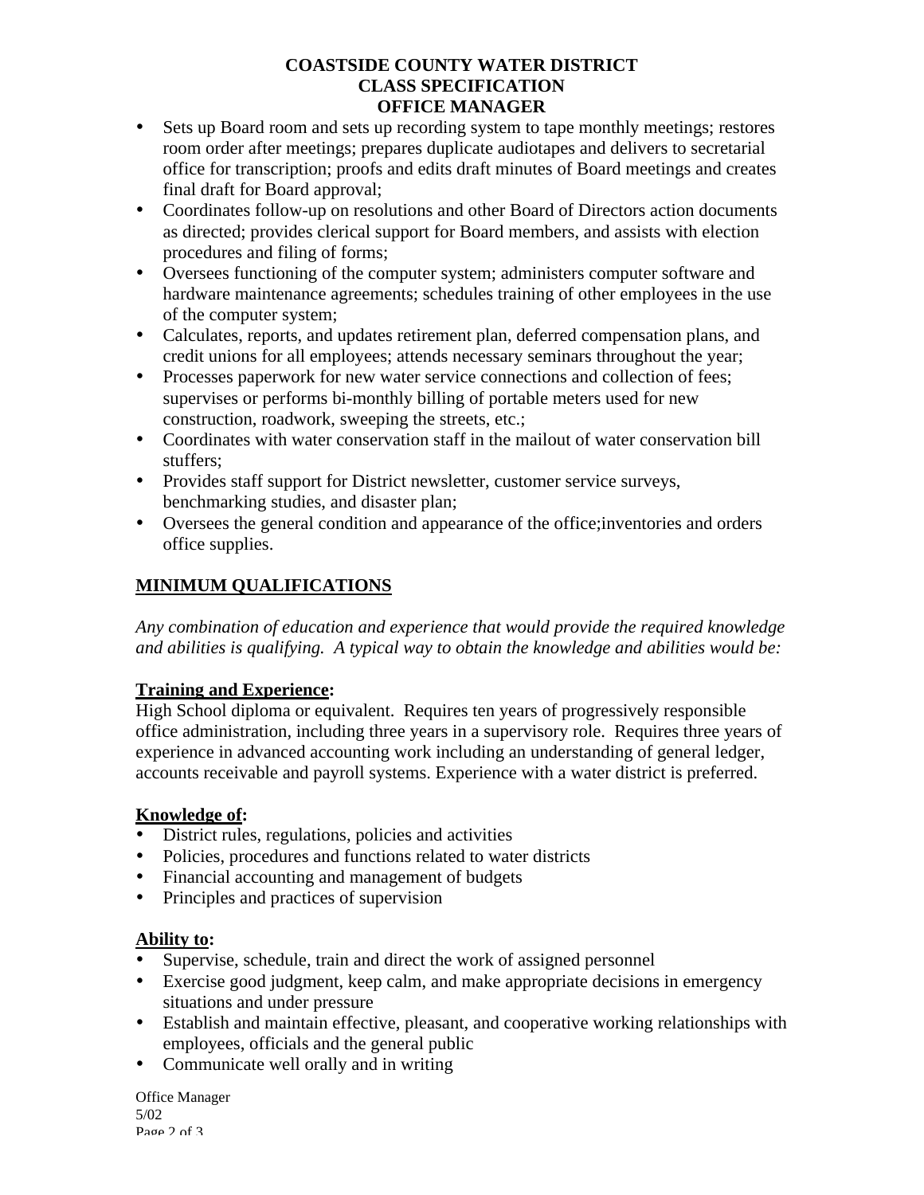- Sets up Board room and sets up recording system to tape monthly meetings; restores room order after meetings; prepares duplicate audiotapes and delivers to secretarial office for transcription; proofs and edits draft minutes of Board meetings and creates final draft for Board approval;
- Coordinates follow-up on resolutions and other Board of Directors action documents as directed; provides clerical support for Board members, and assists with election procedures and filing of forms;
- Oversees functioning of the computer system; administers computer software and hardware maintenance agreements; schedules training of other employees in the use of the computer system;
- Calculates, reports, and updates retirement plan, deferred compensation plans, and credit unions for all employees; attends necessary seminars throughout the year;
- Processes paperwork for new water service connections and collection of fees; supervises or performs bi-monthly billing of portable meters used for new construction, roadwork, sweeping the streets, etc.;
- Coordinates with water conservation staff in the mailout of water conservation bill stuffers;
- Provides staff support for District newsletter, customer service surveys, benchmarking studies, and disaster plan;
- Oversees the general condition and appearance of the office;inventories and orders office supplies.

## MINIMUM QUALIFICATIONS

*Any combination of education and experience that would provide the required knowledge and abilities is qualifying. A typical way to obtain the knowledge and abilities would be:*

**Training and Experience:**
High School diploma or equivalent. Requires ten years of progressively responsible office administration, including three years in a supervisory role. Requires three years of experience in advanced accounting work including an understanding of general ledger, accounts receivable and payroll systems. Experience with a water district is preferred.

**Knowledge of:**
- District rules, regulations, policies and activities
- Policies, procedures and functions related to water districts
- Financial accounting and management of budgets
- Principles and practices of supervision

**Ability to:**
- Supervise, schedule, train and direct the work of assigned personnel
- Exercise good judgment, keep calm, and make appropriate decisions in emergency situations and under pressure
- Establish and maintain effective, pleasant, and cooperative working relationships with employees, officials and the general public
- Communicate well orally and in writing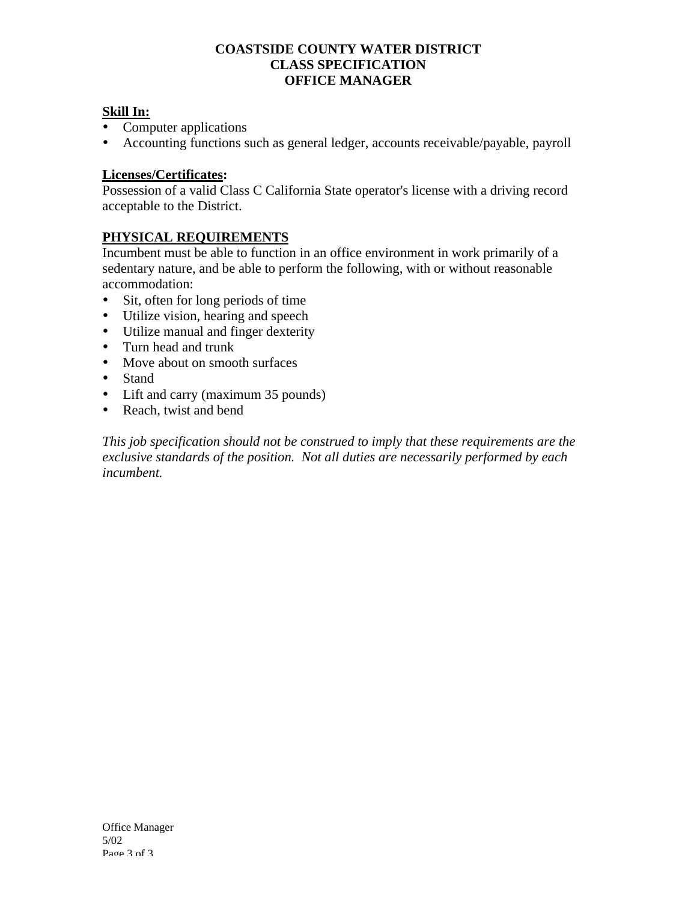**Skill In:**

- Computer applications
- Accounting functions such as general ledger, accounts receivable/payable, payroll

**Licenses/Certificates:**

Possession of a valid Class C California State operator's license with a driving record acceptable to the District.

## PHYSICAL REQUIREMENTS

Incumbent must be able to function in an office environment in work primarily of a sedentary nature, and be able to perform the following, with or without reasonable accommodation:

- Sit, often for long periods of time
- Utilize vision, hearing and speech
- Utilize manual and finger dexterity
- Turn head and trunk
- Move about on smooth surfaces
- Stand
- Lift and carry (maximum 35 pounds)
- Reach, twist and bend

*This job specification should not be construed to imply that these requirements are the exclusive standards of the position. Not all duties are necessarily performed by each incumbent.*